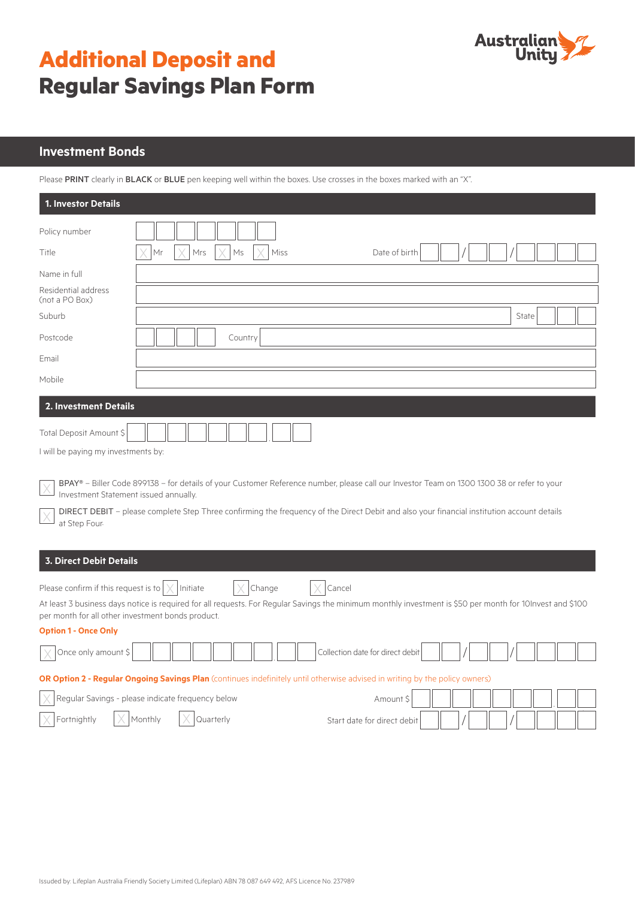# Additional Deposit and Regular Savings Plan Form

Australian Unity

## Investment Bonds

Please **PRINT** clearly in **BLACK** or **BLUE** pen keeping well within the boxes. Use crosses in the boxes marked with an "X".

### 1. Investor Details

Policy number

Title ☐ Mr ☐ Mrs ☐ Ms ☐ Miss    Date of birth __ __ / __ __ / __ __ __ __

Name in full

Residential address (not a PO Box)

Suburb    State

Postcode    Country

Email

Mobile

### 2. Investment Details

Total Deposit Amount $

I will be paying my investments by:

☐ BPAY® – Biller Code 899138 – for details of your Customer Reference number, please call our Investor Team on 1300 1300 38 or refer to your Investment Statement issued annually.

☐ DIRECT DEBIT – please complete Step Three confirming the frequency of the Direct Debit and also your financial institution account details at Step Four.

### 3. Direct Debit Details

Please confirm if this request is to ☐ Initiate ☐ Change ☐ Cancel

At least 3 business days notice is required for all requests. For Regular Savings the minimum monthly investment is $50 per month for 10Invest and $100 per month for all other investment bonds product.

**Option 1 - Once Only**

☐ Once only amount $    Collection date for direct debit __ __ / __ __ / __ __ __ __

**OR Option 2 - Regular Ongoing Savings Plan** (continues indefinitely until otherwise advised in writing by the policy owners)

☐ Regular Savings - please indicate frequency below    Amount $

☐ Fortnightly ☐ Monthly ☐ Quarterly    Start date for direct debit __ __ / __ __ / __ __ __ __

Issued by: Lifeplan Australia Friendly Society Limited (Lifeplan) ABN 78 087 649 492, AFS Licence No. 237989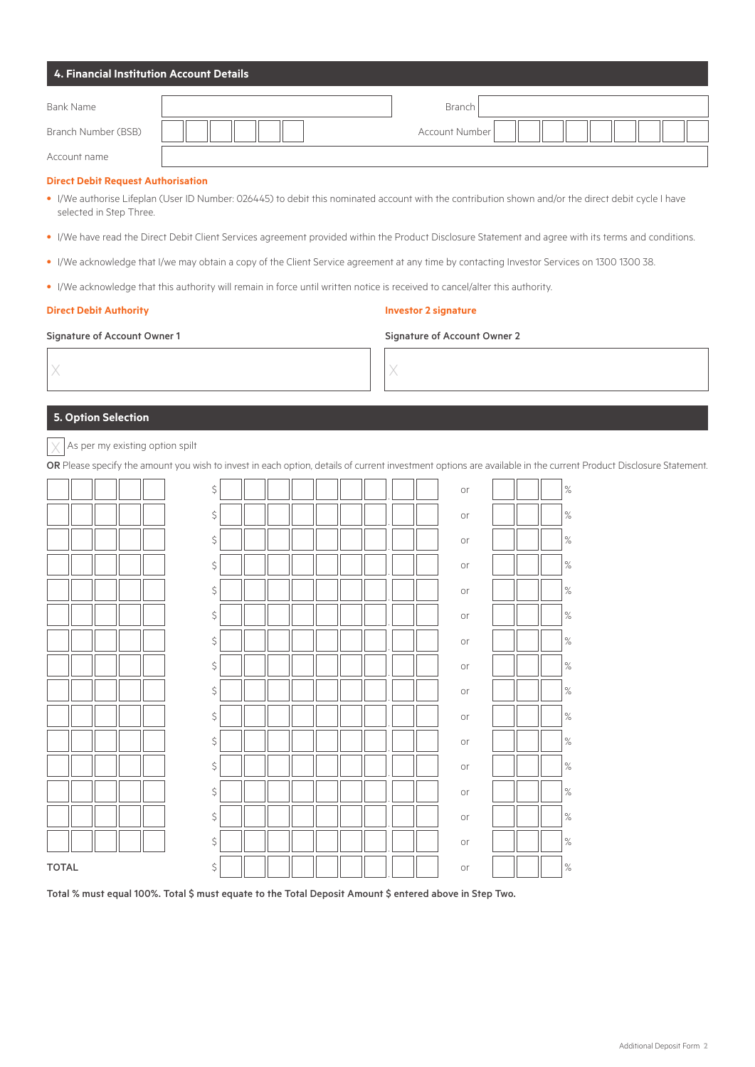## 4. Financial Institution Account Details

| | | | |
|---|---|---|---|
| Bank Name | | Branch | |
| Branch Number (BSB) | | Account Number | |
| Account name | | | |

**Direct Debit Request Authorisation**

- I/We authorise Lifeplan (User ID Number: 026445) to debit this nominated account with the contribution shown and/or the direct debit cycle I have selected in Step Three.
- I/We have read the Direct Debit Client Services agreement provided within the Product Disclosure Statement and agree with its terms and conditions.
- I/We acknowledge that I/we may obtain a copy of the Client Service agreement at any time by contacting Investor Services on 1300 1300 38.
- I/We acknowledge that this authority will remain in force until written notice is received to cancel/alter this authority.

**Direct Debit Authority**

Signature of Account Owner 1

X

**Investor 2 signature**

Signature of Account Owner 2

X

## 5. Option Selection

☐ As per my existing option spilt

**OR** Please specify the amount you wish to invest in each option, details of current investment options are available in the current Product Disclosure Statement.

| Option | $ | or | % |
|---|---|---|---|
| | $ | or | % |
| | $ | or | % |
| | $ | or | % |
| | $ | or | % |
| | $ | or | % |
| | $ | or | % |
| | $ | or | % |
| | $ | or | % |
| | $ | or | % |
| | $ | or | % |
| | $ | or | % |
| | $ | or | % |
| | $ | or | % |
| | $ | or | % |
| | $ | or | % |
| TOTAL | $ | or | % |

**Total % must equal 100%. Total $ must equate to the Total Deposit Amount $ entered above in Step Two.**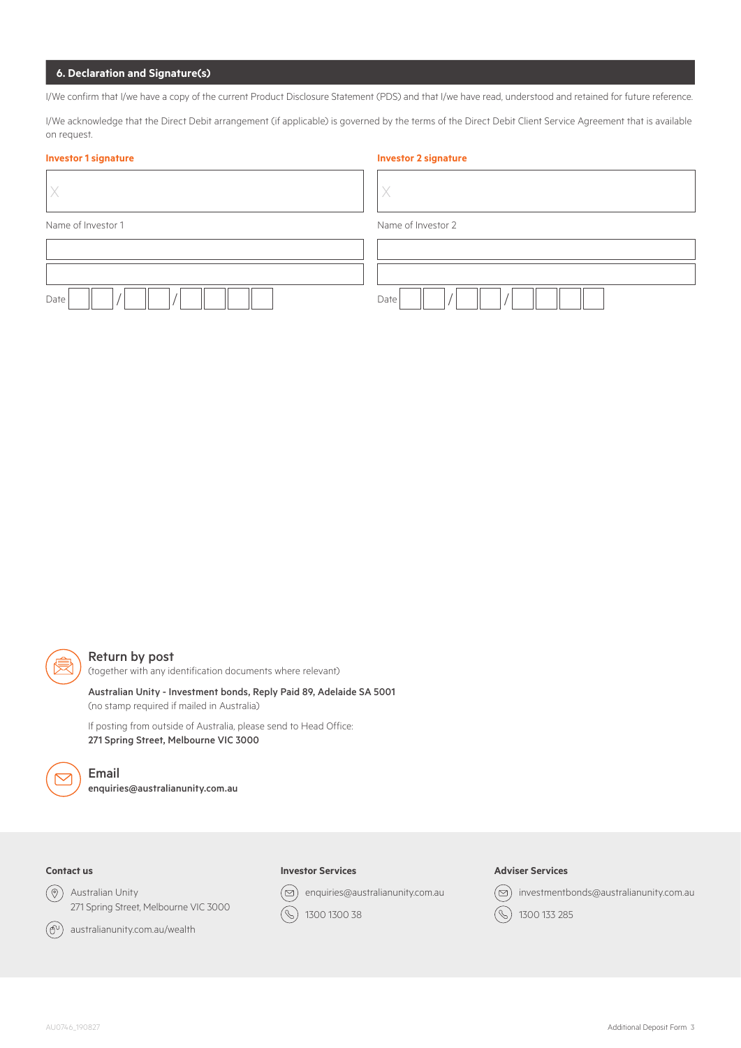## 6. Declaration and Signature(s)

I/We confirm that I/we have a copy of the current Product Disclosure Statement (PDS) and that I/we have read, understood and retained for future reference.

I/We acknowledge that the Direct Debit arrangement (if applicable) is governed by the terms of the Direct Debit Client Service Agreement that is available on request.

**Investor 1 signature**

X

Name of Investor 1

Date __ __ / __ __ / __ __ __ __

**Investor 2 signature**

X

Name of Investor 2

Date __ __ / __ __ / __ __ __ __

### Return by post

(together with any identification documents where relevant)

**Australian Unity - Investment bonds, Reply Paid 89, Adelaide SA 5001**
(no stamp required if mailed in Australia)

If posting from outside of Australia, please send to Head Office:
**271 Spring Street, Melbourne VIC 3000**

### Email

**enquiries@australianunity.com.au**

**Contact us**

Australian Unity
271 Spring Street, Melbourne VIC 3000

australianunity.com.au/wealth

**Investor Services**

enquiries@australianunity.com.au

1300 1300 38

**Adviser Services**

investmentbonds@australianunity.com.au

1300 133 285

AU0746_190827